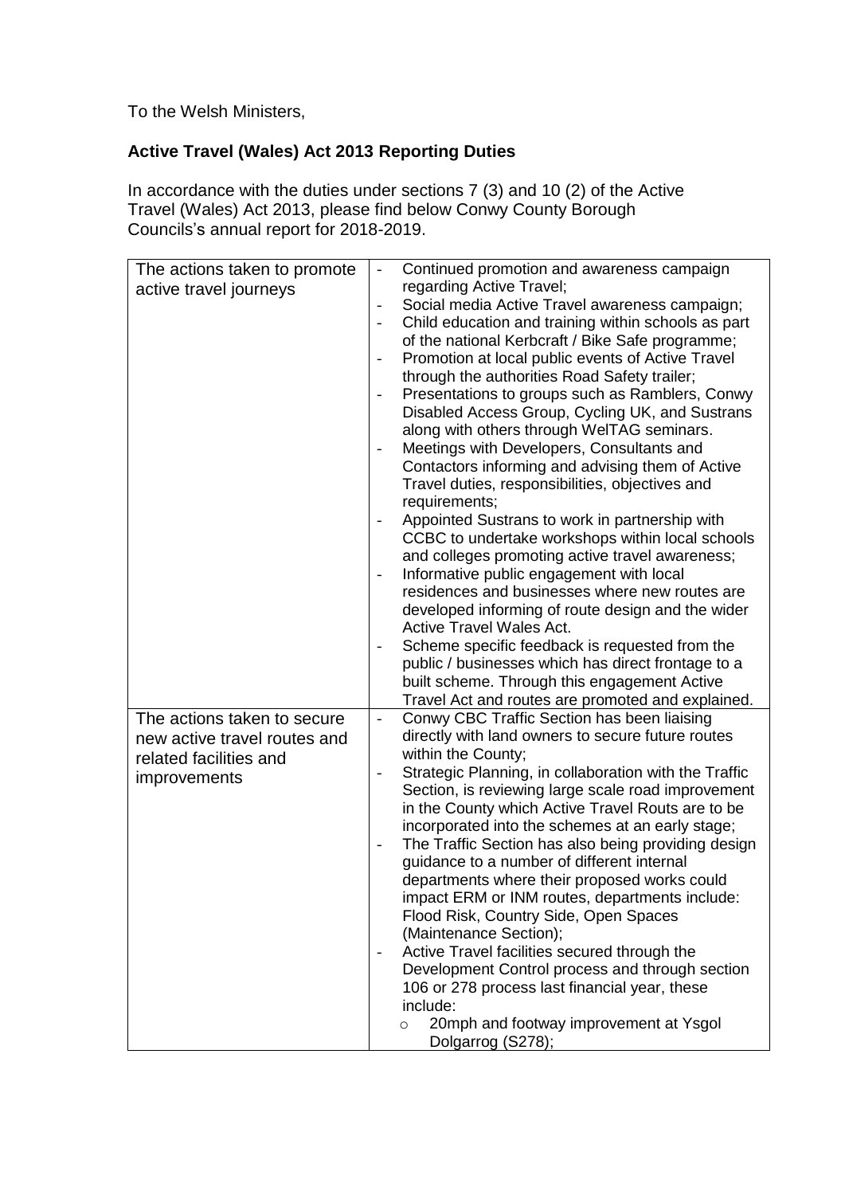To the Welsh Ministers,

**Active Travel (Wales) Act 2013 Reporting Duties**

In accordance with the duties under sections 7 (3) and 10 (2) of the Active Travel (Wales) Act 2013, please find below Conwy County Borough Councils's annual report for 2018-2019.

| | |
|---|---|
| The actions taken to promote active travel journeys | - Continued promotion and awareness campaign regarding Active Travel;<br>- Social media Active Travel awareness campaign;<br>- Child education and training within schools as part of the national Kerbcraft / Bike Safe programme;<br>- Promotion at local public events of Active Travel through the authorities Road Safety trailer;<br>- Presentations to groups such as Ramblers, Conwy Disabled Access Group, Cycling UK, and Sustrans along with others through WelTAG seminars.<br>- Meetings with Developers, Consultants and Contactors informing and advising them of Active Travel duties, responsibilities, objectives and requirements;<br>- Appointed Sustrans to work in partnership with CCBC to undertake workshops within local schools and colleges promoting active travel awareness;<br>- Informative public engagement with local residences and businesses where new routes are developed informing of route design and the wider Active Travel Wales Act.<br>- Scheme specific feedback is requested from the public / businesses which has direct frontage to a built scheme. Through this engagement Active Travel Act and routes are promoted and explained. |
| The actions taken to secure new active travel routes and related facilities and improvements | - Conwy CBC Traffic Section has been liaising directly with land owners to secure future routes within the County;<br>- Strategic Planning, in collaboration with the Traffic Section, is reviewing large scale road improvement in the County which Active Travel Routs are to be incorporated into the schemes at an early stage;<br>- The Traffic Section has also being providing design guidance to a number of different internal departments where their proposed works could impact ERM or INM routes, departments include: Flood Risk, Country Side, Open Spaces (Maintenance Section);<br>- Active Travel facilities secured through the Development Control process and through section 106 or 278 process last financial year, these include:<br>&nbsp;&nbsp;&nbsp;&nbsp;o 20mph and footway improvement at Ysgol Dolgarrog (S278); |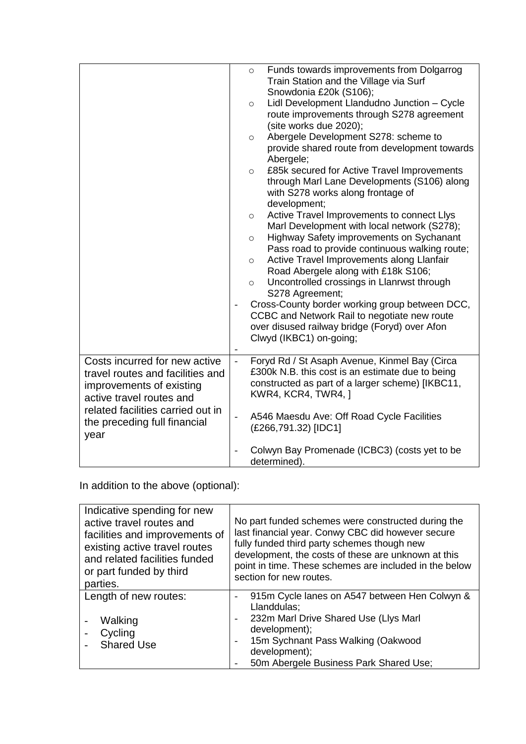| | |
|---|---|
| | ○ Funds towards improvements from Dolgarrog Train Station and the Village via Surf Snowdonia £20k (S106);<br>○ Lidl Development Llandudno Junction – Cycle route improvements through S278 agreement (site works due 2020);<br>○ Abergele Development S278: scheme to provide shared route from development towards Abergele;<br>○ £85k secured for Active Travel Improvements through Marl Lane Developments (S106) along with S278 works along frontage of development;<br>○ Active Travel Improvements to connect Llys Marl Development with local network (S278);<br>○ Highway Safety improvements on Sychanant Pass road to provide continuous walking route;<br>○ Active Travel Improvements along Llanfair Road Abergele along with £18k S106;<br>○ Uncontrolled crossings in Llanrwst through S278 Agreement;<br>- Cross-County border working group between DCC, CCBC and Network Rail to negotiate new route over disused railway bridge (Foryd) over Afon Clwyd (IKBC1) on-going;<br>- |
| Costs incurred for new active travel routes and facilities and improvements of existing active travel routes and related facilities carried out in the preceding full financial year | - Foryd Rd / St Asaph Avenue, Kinmel Bay (Circa £300k N.B. this cost is an estimate due to being constructed as part of a larger scheme) [IKBC11, KWR4, KCR4, TWR4, ]<br>- A546 Maesdu Ave: Off Road Cycle Facilities (£266,791.32) [IDC1]<br>- Colwyn Bay Promenade (ICBC3) (costs yet to be determined). |

In addition to the above (optional):

| | |
|---|---|
| Indicative spending for new active travel routes and facilities and improvements of existing active travel routes and related facilities funded or part funded by third parties. | No part funded schemes were constructed during the last financial year. Conwy CBC did however secure fully funded third party schemes though new development, the costs of these are unknown at this point in time. These schemes are included in the below section for new routes. |
| Length of new routes:<br>- Walking<br>- Cycling<br>- Shared Use | - 915m Cycle lanes on A547 between Hen Colwyn & Llanddulas;<br>- 232m Marl Drive Shared Use (Llys Marl development);<br>- 15m Sychnant Pass Walking (Oakwood development);<br>- 50m Abergele Business Park Shared Use; |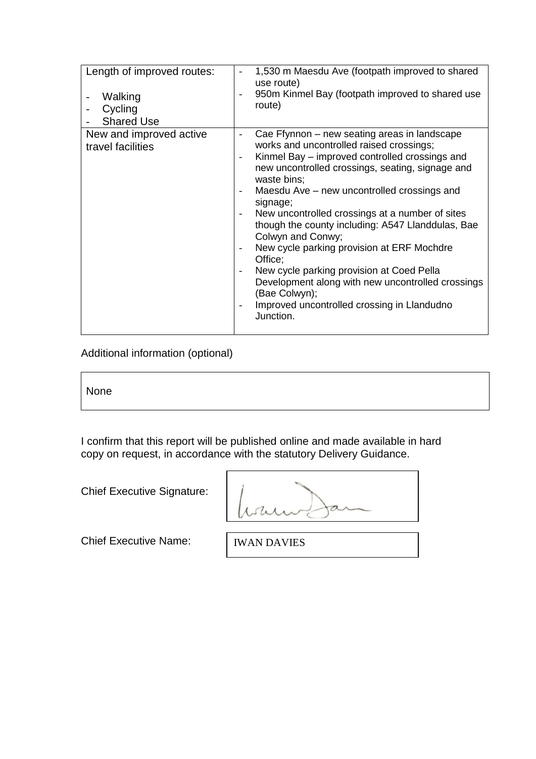| | |
|---|---|
| Length of improved routes:<br><br>- Walking<br>- Cycling<br>- Shared Use | - 1,530 m Maesdu Ave (footpath improved to shared use route)<br>- 950m Kinmel Bay (footpath improved to shared use route) |
| New and improved active travel facilities | - Cae Ffynnon – new seating areas in landscape works and uncontrolled raised crossings;<br>- Kinmel Bay – improved controlled crossings and new uncontrolled crossings, seating, signage and waste bins;<br>- Maesdu Ave – new uncontrolled crossings and signage;<br>- New uncontrolled crossings at a number of sites though the county including: A547 Llanddulas, Bae Colwyn and Conwy;<br>- New cycle parking provision at ERF Mochdre Office;<br>- New cycle parking provision at Coed Pella Development along with new uncontrolled crossings (Bae Colwyn);<br>- Improved uncontrolled crossing in Llandudno Junction. |

Additional information (optional)

| |
|---|
| None |

I confirm that this report will be published online and made available in hard copy on request, in accordance with the statutory Delivery Guidance.

Chief Executive Signature:

Chief Executive Name: IWAN DAVIES